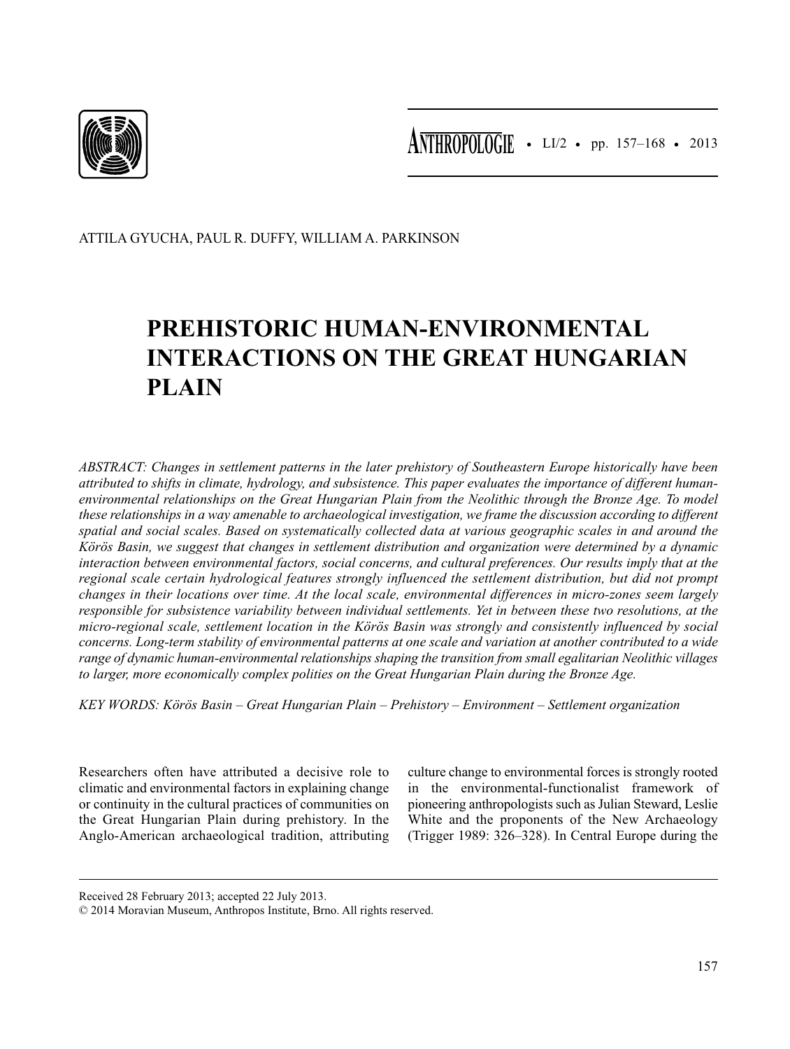ATTILA GYUCHA, PAUL R. DUFFY, WILLIAM A. PARKINSON

# PREHISTORIC HUMAN-ENVIRONMENTAL INTERACTIONS ON THE GREAT HUNGARIAN PLAIN

*ABSTRACT: Changes in settlement patterns in the later prehistory of Southeastern Europe historically have been attributed to shifts in climate, hydrology, and subsistence. This paper evaluates the importance of different human-environmental relationships on the Great Hungarian Plain from the Neolithic through the Bronze Age. To model these relationships in a way amenable to archaeological investigation, we frame the discussion according to different spatial and social scales. Based on systematically collected data at various geographic scales in and around the Körös Basin, we suggest that changes in settlement distribution and organization were determined by a dynamic interaction between environmental factors, social concerns, and cultural preferences. Our results imply that at the regional scale certain hydrological features strongly influenced the settlement distribution, but did not prompt changes in their locations over time. At the local scale, environmental differences in micro-zones seem largely responsible for subsistence variability between individual settlements. Yet in between these two resolutions, at the micro-regional scale, settlement location in the Körös Basin was strongly and consistently influenced by social concerns. Long-term stability of environmental patterns at one scale and variation at another contributed to a wide range of dynamic human-environmental relationships shaping the transition from small egalitarian Neolithic villages to larger, more economically complex polities on the Great Hungarian Plain during the Bronze Age.*

*KEY WORDS: Körös Basin – Great Hungarian Plain – Prehistory – Environment – Settlement organization*

Researchers often have attributed a decisive role to climatic and environmental factors in explaining change or continuity in the cultural practices of communities on the Great Hungarian Plain during prehistory. In the Anglo-American archaeological tradition, attributing culture change to environmental forces is strongly rooted in the environmental-functionalist framework of pioneering anthropologists such as Julian Steward, Leslie White and the proponents of the New Archaeology (Trigger 1989: 326–328). In Central Europe during the

Received 28 February 2013; accepted 22 July 2013.

© 2014 Moravian Museum, Anthropos Institute, Brno. All rights reserved.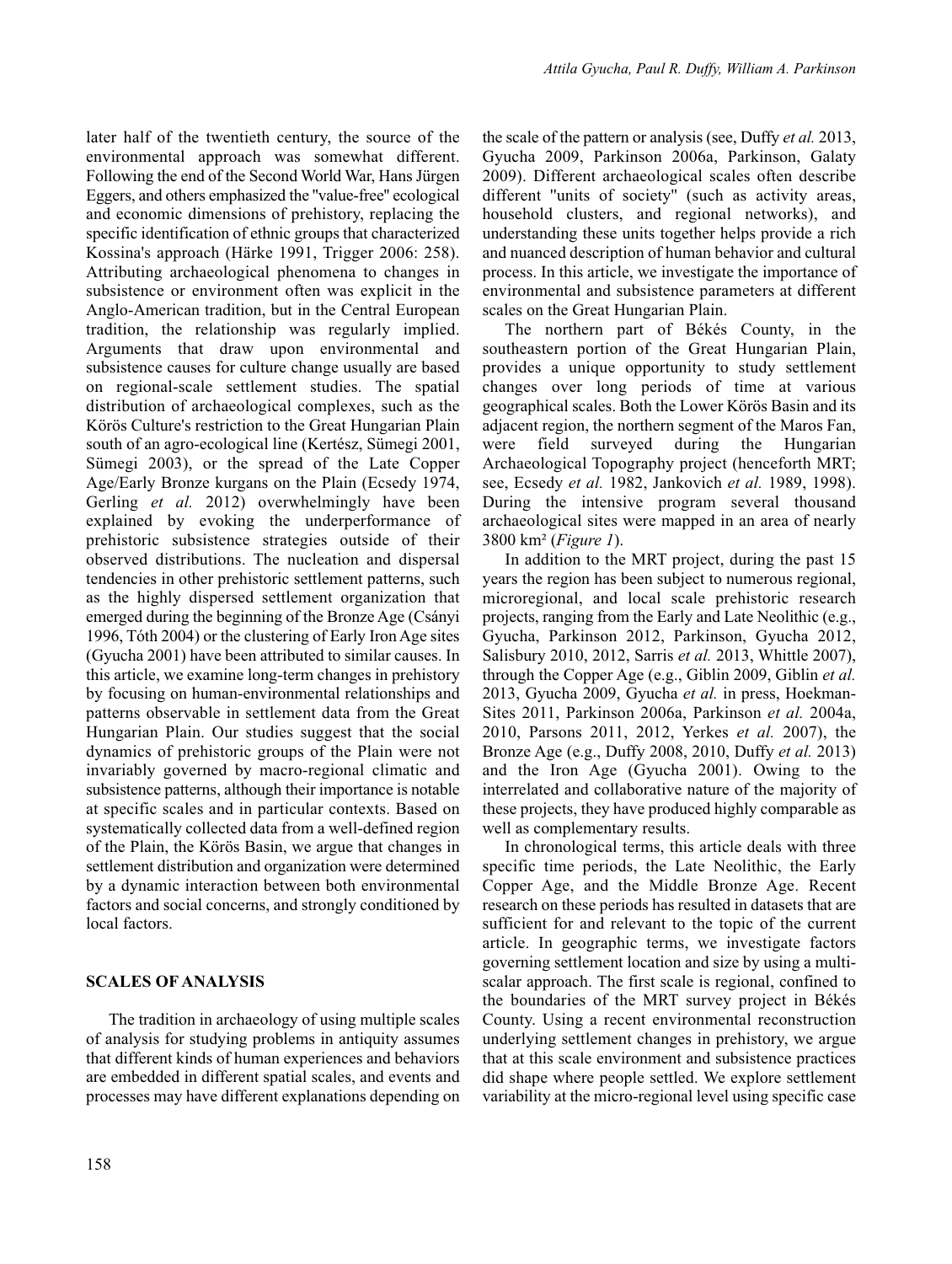later half of the twentieth century, the source of the environmental approach was somewhat different. Following the end of the Second World War, Hans Jürgen Eggers, and others emphasized the "value-free" ecological and economic dimensions of prehistory, replacing the specific identification of ethnic groups that characterized Kossina's approach (Härke 1991, Trigger 2006: 258). Attributing archaeological phenomena to changes in subsistence or environment often was explicit in the Anglo-American tradition, but in the Central European tradition, the relationship was regularly implied. Arguments that draw upon environmental and subsistence causes for culture change usually are based on regional-scale settlement studies. The spatial distribution of archaeological complexes, such as the Körös Culture's restriction to the Great Hungarian Plain south of an agro-ecological line (Kertész, Sümegi 2001, Sümegi 2003), or the spread of the Late Copper Age/Early Bronze kurgans on the Plain (Ecsedy 1974, Gerling *et al.* 2012) overwhelmingly have been explained by evoking the underperformance of prehistoric subsistence strategies outside of their observed distributions. The nucleation and dispersal tendencies in other prehistoric settlement patterns, such as the highly dispersed settlement organization that emerged during the beginning of the Bronze Age (Csányi 1996, Tóth 2004) or the clustering of Early Iron Age sites (Gyucha 2001) have been attributed to similar causes. In this article, we examine long-term changes in prehistory by focusing on human-environmental relationships and patterns observable in settlement data from the Great Hungarian Plain. Our studies suggest that the social dynamics of prehistoric groups of the Plain were not invariably governed by macro-regional climatic and subsistence patterns, although their importance is notable at specific scales and in particular contexts. Based on systematically collected data from a well-defined region of the Plain, the Körös Basin, we argue that changes in settlement distribution and organization were determined by a dynamic interaction between both environmental factors and social concerns, and strongly conditioned by local factors.

## SCALES OF ANALYSIS

The tradition in archaeology of using multiple scales of analysis for studying problems in antiquity assumes that different kinds of human experiences and behaviors are embedded in different spatial scales, and events and processes may have different explanations depending on the scale of the pattern or analysis (see, Duffy *et al.* 2013, Gyucha 2009, Parkinson 2006a, Parkinson, Galaty 2009). Different archaeological scales often describe different "units of society" (such as activity areas, household clusters, and regional networks), and understanding these units together helps provide a rich and nuanced description of human behavior and cultural process. In this article, we investigate the importance of environmental and subsistence parameters at different scales on the Great Hungarian Plain.

The northern part of Békés County, in the southeastern portion of the Great Hungarian Plain, provides a unique opportunity to study settlement changes over long periods of time at various geographical scales. Both the Lower Körös Basin and its adjacent region, the northern segment of the Maros Fan, were field surveyed during the Hungarian Archaeological Topography project (henceforth MRT; see, Ecsedy *et al.* 1982, Jankovich *et al.* 1989, 1998). During the intensive program several thousand archaeological sites were mapped in an area of nearly 3800 km² (*Figure 1*).

In addition to the MRT project, during the past 15 years the region has been subject to numerous regional, microregional, and local scale prehistoric research projects, ranging from the Early and Late Neolithic (e.g., Gyucha, Parkinson 2012, Parkinson, Gyucha 2012, Salisbury 2010, 2012, Sarris *et al.* 2013, Whittle 2007), through the Copper Age (e.g., Giblin 2009, Giblin *et al.* 2013, Gyucha 2009, Gyucha *et al.* in press, Hoekman-Sites 2011, Parkinson 2006a, Parkinson *et al.* 2004a, 2010, Parsons 2011, 2012, Yerkes *et al.* 2007), the Bronze Age (e.g., Duffy 2008, 2010, Duffy *et al.* 2013) and the Iron Age (Gyucha 2001). Owing to the interrelated and collaborative nature of the majority of these projects, they have produced highly comparable as well as complementary results.

In chronological terms, this article deals with three specific time periods, the Late Neolithic, the Early Copper Age, and the Middle Bronze Age. Recent research on these periods has resulted in datasets that are sufficient for and relevant to the topic of the current article. In geographic terms, we investigate factors governing settlement location and size by using a multi-scalar approach. The first scale is regional, confined to the boundaries of the MRT survey project in Békés County. Using a recent environmental reconstruction underlying settlement changes in prehistory, we argue that at this scale environment and subsistence practices did shape where people settled. We explore settlement variability at the micro-regional level using specific case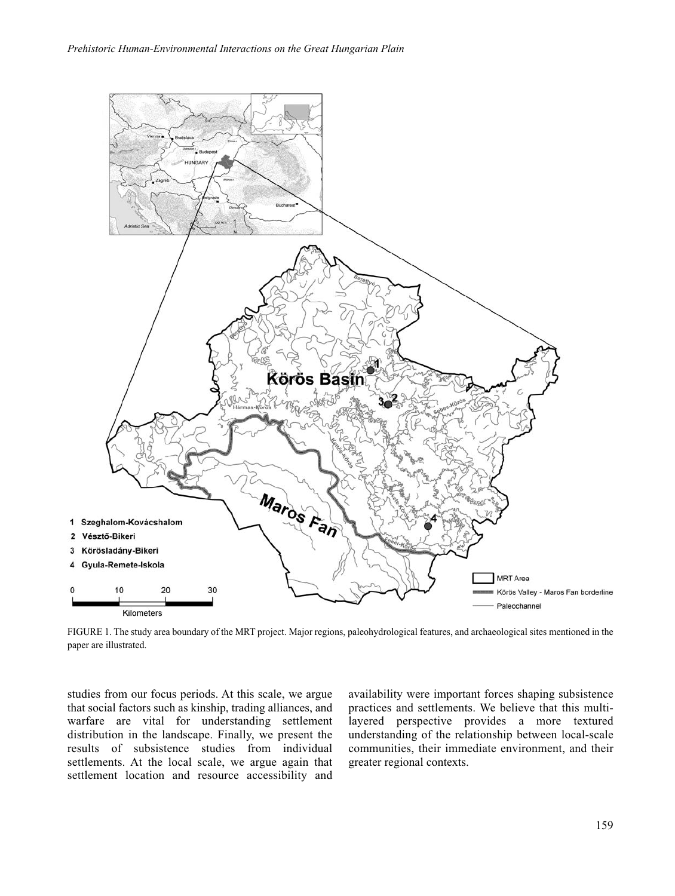1 Szeghalom-Kovácshalom

2 Vésztő-Bikeri

3 Körösladány-Bikeri

4 Gyula-Remete-Iskola

Körös Basin

Maros Fan

0 10 20 30

Kilometers

MRT Area

Körös Valley - Maros Fan borderline

Paleochannel

FIGURE 1. The study area boundary of the MRT project. Major regions, paleohydrological features, and archaeological sites mentioned in the paper are illustrated.

studies from our focus periods. At this scale, we argue that social factors such as kinship, trading alliances, and warfare are vital for understanding settlement distribution in the landscape. Finally, we present the results of subsistence studies from individual settlements. At the local scale, we argue again that settlement location and resource accessibility and availability were important forces shaping subsistence practices and settlements. We believe that this multi-layered perspective provides a more textured understanding of the relationship between local-scale communities, their immediate environment, and their greater regional contexts.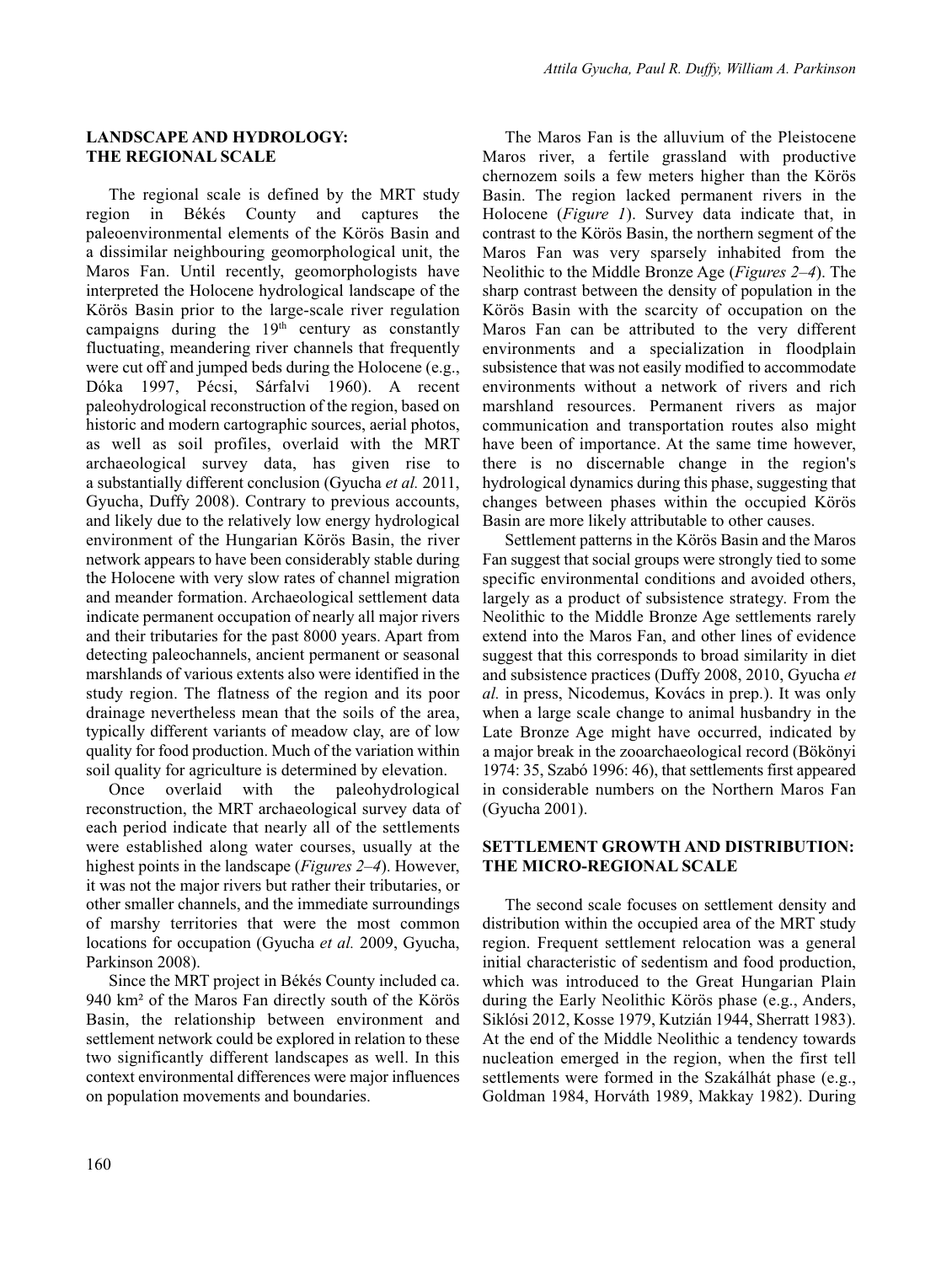## LANDSCAPE AND HYDROLOGY: THE REGIONAL SCALE

The regional scale is defined by the MRT study region in Békés County and captures the paleoenvironmental elements of the Körös Basin and a dissimilar neighbouring geomorphological unit, the Maros Fan. Until recently, geomorphologists have interpreted the Holocene hydrological landscape of the Körös Basin prior to the large-scale river regulation campaigns during the 19th century as constantly fluctuating, meandering river channels that frequently were cut off and jumped beds during the Holocene (e.g., Dóka 1997, Pécsi, Sárfalvi 1960). A recent paleohydrological reconstruction of the region, based on historic and modern cartographic sources, aerial photos, as well as soil profiles, overlaid with the MRT archaeological survey data, has given rise to a substantially different conclusion (Gyucha *et al.* 2011, Gyucha, Duffy 2008). Contrary to previous accounts, and likely due to the relatively low energy hydrological environment of the Hungarian Körös Basin, the river network appears to have been considerably stable during the Holocene with very slow rates of channel migration and meander formation. Archaeological settlement data indicate permanent occupation of nearly all major rivers and their tributaries for the past 8000 years. Apart from detecting paleochannels, ancient permanent or seasonal marshlands of various extents also were identified in the study region. The flatness of the region and its poor drainage nevertheless mean that the soils of the area, typically different variants of meadow clay, are of low quality for food production. Much of the variation within soil quality for agriculture is determined by elevation.

Once overlaid with the paleohydrological reconstruction, the MRT archaeological survey data of each period indicate that nearly all of the settlements were established along water courses, usually at the highest points in the landscape (*Figures 2–4*). However, it was not the major rivers but rather their tributaries, or other smaller channels, and the immediate surroundings of marshy territories that were the most common locations for occupation (Gyucha *et al.* 2009, Gyucha, Parkinson 2008).

Since the MRT project in Békés County included ca. 940 km² of the Maros Fan directly south of the Körös Basin, the relationship between environment and settlement network could be explored in relation to these two significantly different landscapes as well. In this context environmental differences were major influences on population movements and boundaries.

The Maros Fan is the alluvium of the Pleistocene Maros river, a fertile grassland with productive chernozem soils a few meters higher than the Körös Basin. The region lacked permanent rivers in the Holocene (*Figure 1*). Survey data indicate that, in contrast to the Körös Basin, the northern segment of the Maros Fan was very sparsely inhabited from the Neolithic to the Middle Bronze Age (*Figures 2–4*). The sharp contrast between the density of population in the Körös Basin with the scarcity of occupation on the Maros Fan can be attributed to the very different environments and a specialization in floodplain subsistence that was not easily modified to accommodate environments without a network of rivers and rich marshland resources. Permanent rivers as major communication and transportation routes also might have been of importance. At the same time however, there is no discernable change in the region's hydrological dynamics during this phase, suggesting that changes between phases within the occupied Körös Basin are more likely attributable to other causes.

Settlement patterns in the Körös Basin and the Maros Fan suggest that social groups were strongly tied to some specific environmental conditions and avoided others, largely as a product of subsistence strategy. From the Neolithic to the Middle Bronze Age settlements rarely extend into the Maros Fan, and other lines of evidence suggest that this corresponds to broad similarity in diet and subsistence practices (Duffy 2008, 2010, Gyucha *et al.* in press, Nicodemus, Kovács in prep.). It was only when a large scale change to animal husbandry in the Late Bronze Age might have occurred, indicated by a major break in the zooarchaeological record (Bökönyi 1974: 35, Szabó 1996: 46), that settlements first appeared in considerable numbers on the Northern Maros Fan (Gyucha 2001).

## SETTLEMENT GROWTH AND DISTRIBUTION: THE MICRO-REGIONAL SCALE

The second scale focuses on settlement density and distribution within the occupied area of the MRT study region. Frequent settlement relocation was a general initial characteristic of sedentism and food production, which was introduced to the Great Hungarian Plain during the Early Neolithic Körös phase (e.g., Anders, Siklósi 2012, Kosse 1979, Kutzián 1944, Sherratt 1983). At the end of the Middle Neolithic a tendency towards nucleation emerged in the region, when the first tell settlements were formed in the Szakálhát phase (e.g., Goldman 1984, Horváth 1989, Makkay 1982). During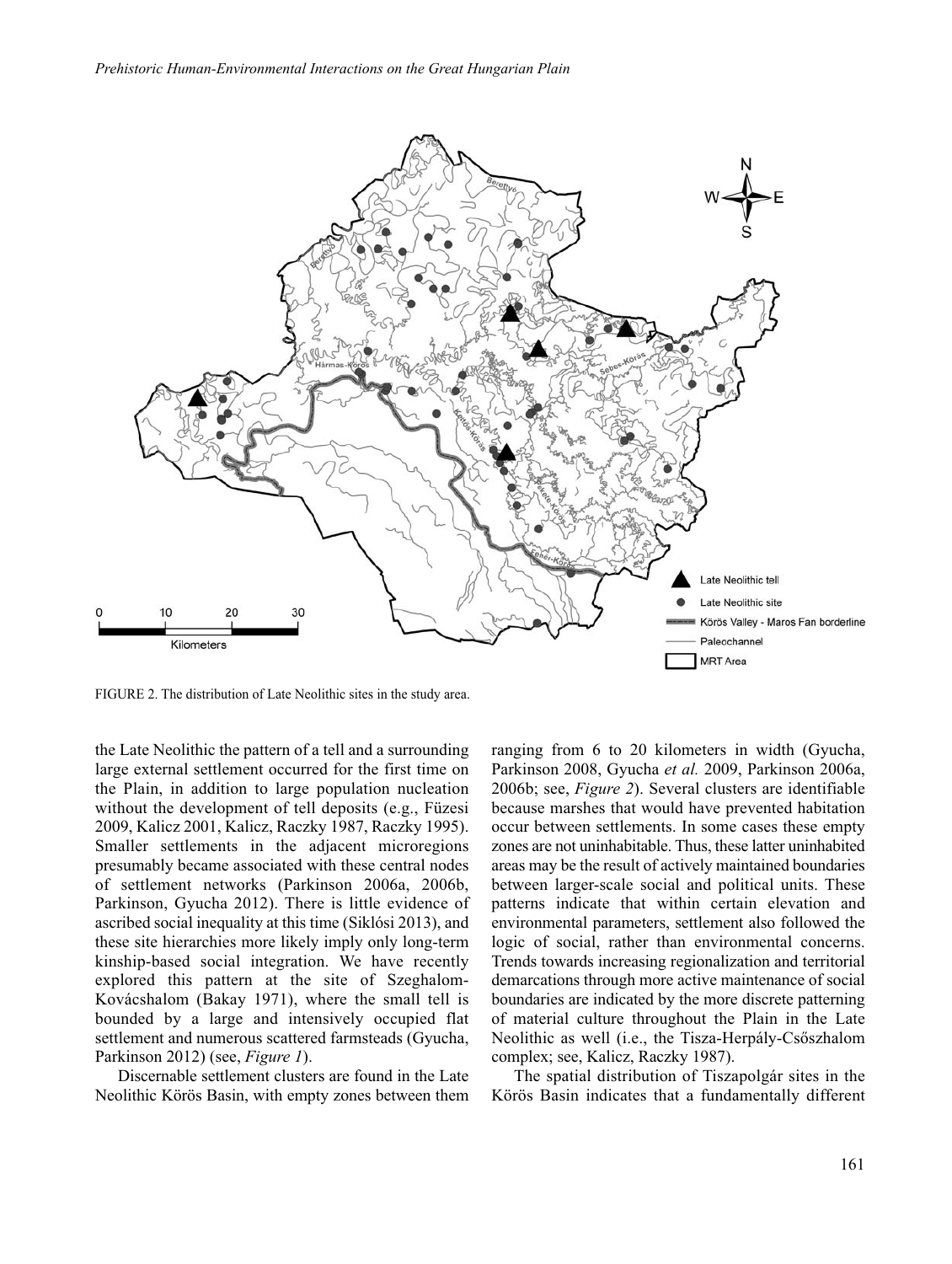N
W E
S

0 10 20 30
Kilometers

Berettyó
Hármas-Körös
Sebes-Körös
Kettős-Körös
Fekete-Körös
Fehér-Körös

Late Neolithic tell
Late Neolithic site
Körös Valley - Maros Fan borderline
Paleochannel
MRT Area

FIGURE 2. The distribution of Late Neolithic sites in the study area.

the Late Neolithic the pattern of a tell and a surrounding large external settlement occurred for the first time on the Plain, in addition to large population nucleation without the development of tell deposits (e.g., Füzesi 2009, Kalicz 2001, Kalicz, Raczky 1987, Raczky 1995). Smaller settlements in the adjacent microregions presumably became associated with these central nodes of settlement networks (Parkinson 2006a, 2006b, Parkinson, Gyucha 2012). There is little evidence of ascribed social inequality at this time (Siklósi 2013), and these site hierarchies more likely imply only long-term kinship-based social integration. We have recently explored this pattern at the site of Szeghalom-Kovácshalom (Bakay 1971), where the small tell is bounded by a large and intensively occupied flat settlement and numerous scattered farmsteads (Gyucha, Parkinson 2012) (see, *Figure 1*).

Discernable settlement clusters are found in the Late Neolithic Körös Basin, with empty zones between them ranging from 6 to 20 kilometers in width (Gyucha, Parkinson 2008, Gyucha *et al.* 2009, Parkinson 2006a, 2006b; see, *Figure 2*). Several clusters are identifiable because marshes that would have prevented habitation occur between settlements. In some cases these empty zones are not uninhabitable. Thus, these latter uninhabited areas may be the result of actively maintained boundaries between larger-scale social and political units. These patterns indicate that within certain elevation and environmental parameters, settlement also followed the logic of social, rather than environmental concerns. Trends towards increasing regionalization and territorial demarcations through more active maintenance of social boundaries are indicated by the more discrete patterning of material culture throughout the Plain in the Late Neolithic as well (i.e., the Tisza-Herpály-Csőszhalom complex; see, Kalicz, Raczky 1987).

The spatial distribution of Tiszapolgár sites in the Körös Basin indicates that a fundamentally different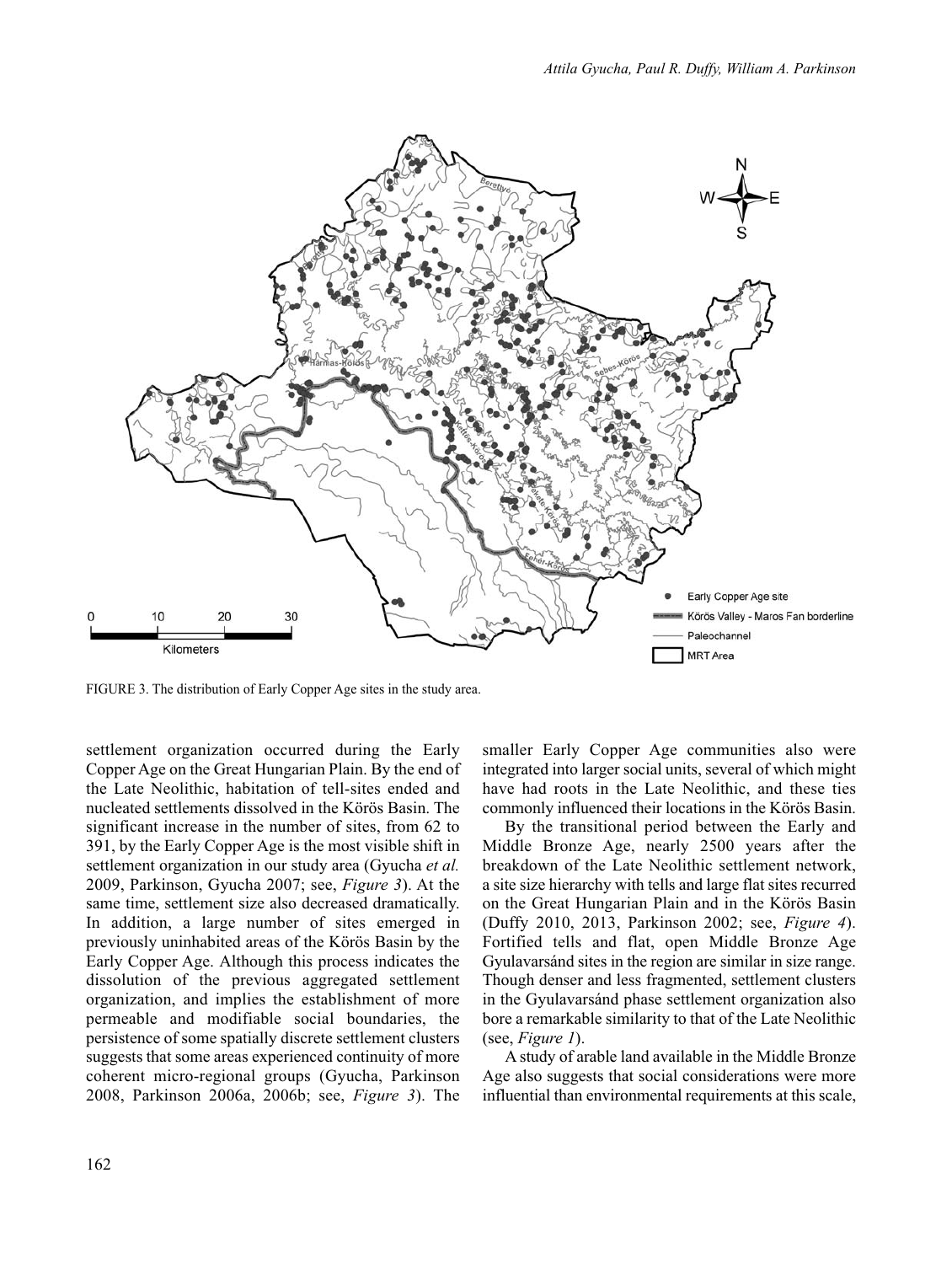N

W E

S

Berettyó

Hármas-Körös

Sebes-Körös

Kettős-Körös

Fekete-Körös

Fehér-Körös

0 10 20 30

Kilometers

Early Copper Age site

Körös Valley - Maros Fan borderline

Paleochannel

MRT Area

FIGURE 3. The distribution of Early Copper Age sites in the study area.

settlement organization occurred during the Early Copper Age on the Great Hungarian Plain. By the end of the Late Neolithic, habitation of tell-sites ended and nucleated settlements dissolved in the Körös Basin. The significant increase in the number of sites, from 62 to 391, by the Early Copper Age is the most visible shift in settlement organization in our study area (Gyucha *et al.* 2009, Parkinson, Gyucha 2007; see, *Figure 3*). At the same time, settlement size also decreased dramatically. In addition, a large number of sites emerged in previously uninhabited areas of the Körös Basin by the Early Copper Age. Although this process indicates the dissolution of the previous aggregated settlement organization, and implies the establishment of more permeable and modifiable social boundaries, the persistence of some spatially discrete settlement clusters suggests that some areas experienced continuity of more coherent micro-regional groups (Gyucha, Parkinson 2008, Parkinson 2006a, 2006b; see, *Figure 3*). The smaller Early Copper Age communities also were integrated into larger social units, several of which might have had roots in the Late Neolithic, and these ties commonly influenced their locations in the Körös Basin.

By the transitional period between the Early and Middle Bronze Age, nearly 2500 years after the breakdown of the Late Neolithic settlement network, a site size hierarchy with tells and large flat sites recurred on the Great Hungarian Plain and in the Körös Basin (Duffy 2010, 2013, Parkinson 2002; see, *Figure 4*). Fortified tells and flat, open Middle Bronze Age Gyulavarsánd sites in the region are similar in size range. Though denser and less fragmented, settlement clusters in the Gyulavarsánd phase settlement organization also bore a remarkable similarity to that of the Late Neolithic (see, *Figure 1*).

A study of arable land available in the Middle Bronze Age also suggests that social considerations were more influential than environmental requirements at this scale,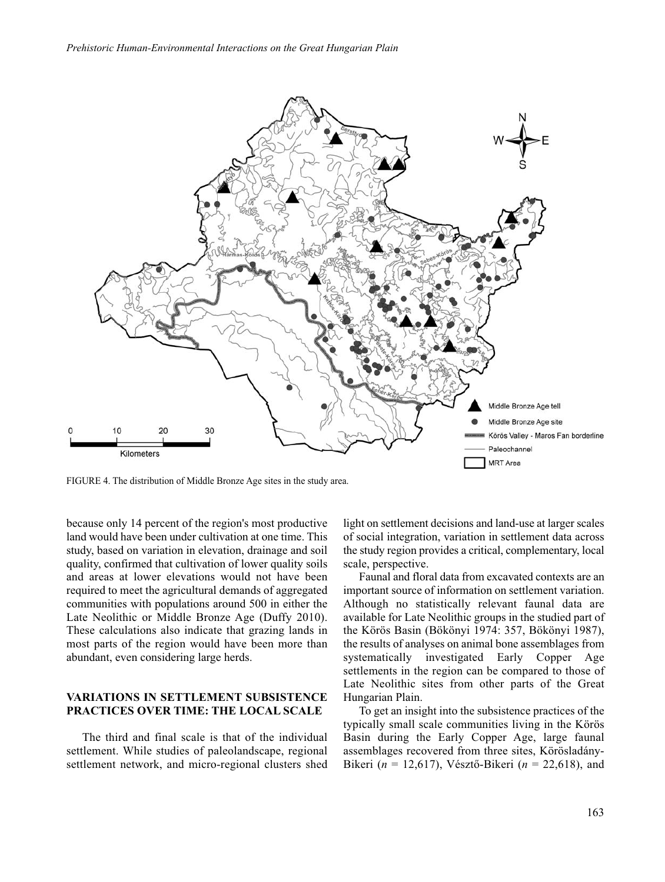0
10
20
30
Kilometers

N
W
E
S

Berettyó
Hármas-Körös
Sebes-Körös
Kettős-Körös
Fekete-Körös
Fehér-Körös

Middle Bronze Age tell
Middle Bronze Age site
Körös Valley - Maros Fan borderline
Paleochannel
MRT Area

FIGURE 4. The distribution of Middle Bronze Age sites in the study area.

because only 14 percent of the region's most productive land would have been under cultivation at one time. This study, based on variation in elevation, drainage and soil quality, confirmed that cultivation of lower quality soils and areas at lower elevations would not have been required to meet the agricultural demands of aggregated communities with populations around 500 in either the Late Neolithic or Middle Bronze Age (Duffy 2010). These calculations also indicate that grazing lands in most parts of the region would have been more than abundant, even considering large herds.

## VARIATIONS IN SETTLEMENT SUBSISTENCE PRACTICES OVER TIME: THE LOCAL SCALE

The third and final scale is that of the individual settlement. While studies of paleolandscape, regional settlement network, and micro-regional clusters shed light on settlement decisions and land-use at larger scales of social integration, variation in settlement data across the study region provides a critical, complementary, local scale, perspective.

Faunal and floral data from excavated contexts are an important source of information on settlement variation. Although no statistically relevant faunal data are available for Late Neolithic groups in the studied part of the Körös Basin (Bökönyi 1974: 357, Bökönyi 1987), the results of analyses on animal bone assemblages from systematically investigated Early Copper Age settlements in the region can be compared to those of Late Neolithic sites from other parts of the Great Hungarian Plain.

To get an insight into the subsistence practices of the typically small scale communities living in the Körös Basin during the Early Copper Age, large faunal assemblages recovered from three sites, Körösladány-Bikeri (*n* = 12,617), Vésztő-Bikeri (*n* = 22,618), and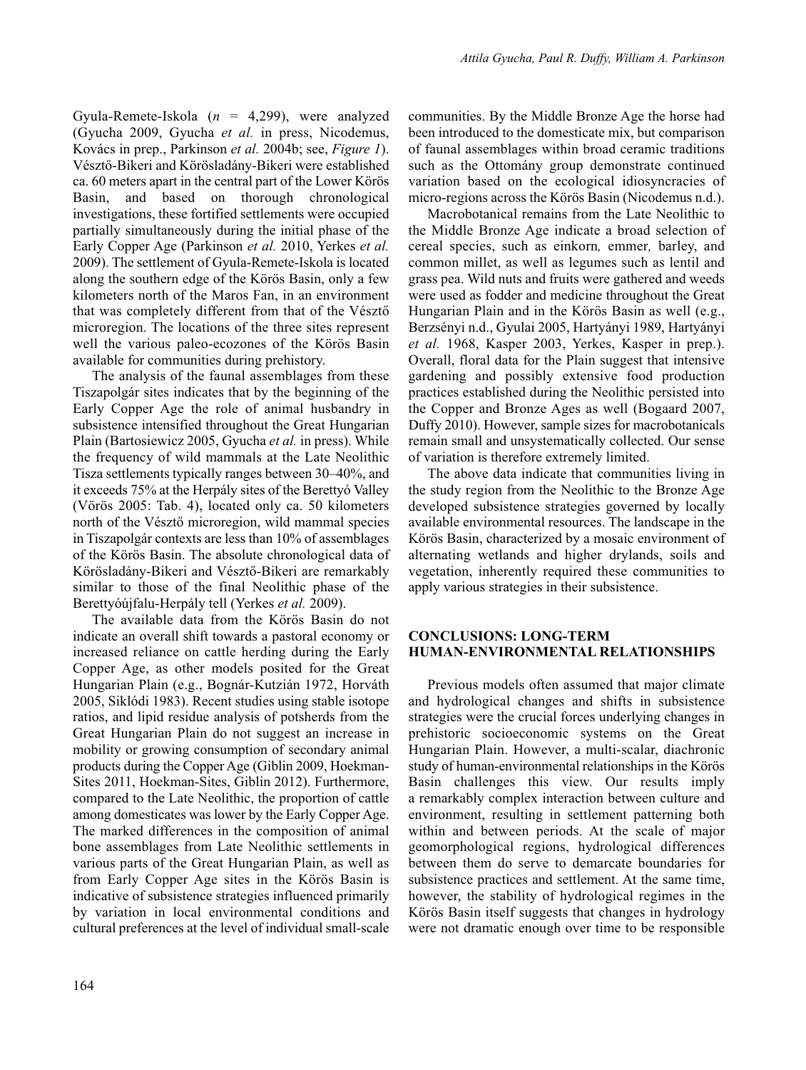Gyula-Remete-Iskola (*n* = 4,299), were analyzed (Gyucha 2009, Gyucha *et al.* in press, Nicodemus, Kovács in prep., Parkinson *et al.* 2004b; see, *Figure 1*). Vésztő-Bikeri and Körösladány-Bikeri were established ca. 60 meters apart in the central part of the Lower Körös Basin, and based on thorough chronological investigations, these fortified settlements were occupied partially simultaneously during the initial phase of the Early Copper Age (Parkinson *et al.* 2010, Yerkes *et al.* 2009). The settlement of Gyula-Remete-Iskola is located along the southern edge of the Körös Basin, only a few kilometers north of the Maros Fan, in an environment that was completely different from that of the Vésztő microregion. The locations of the three sites represent well the various paleo-ecozones of the Körös Basin available for communities during prehistory.

The analysis of the faunal assemblages from these Tiszapolgár sites indicates that by the beginning of the Early Copper Age the role of animal husbandry in subsistence intensified throughout the Great Hungarian Plain (Bartosiewicz 2005, Gyucha *et al.* in press). While the frequency of wild mammals at the Late Neolithic Tisza settlements typically ranges between 30–40%, and it exceeds 75% at the Herpály sites of the Berettyó Valley (Vörös 2005: Tab. 4), located only ca. 50 kilometers north of the Vésztő microregion, wild mammal species in Tiszapolgár contexts are less than 10% of assemblages of the Körös Basin. The absolute chronological data of Körösladány-Bikeri and Vésztő-Bikeri are remarkably similar to those of the final Neolithic phase of the Berettyóújfalu-Herpály tell (Yerkes *et al.* 2009).

The available data from the Körös Basin do not indicate an overall shift towards a pastoral economy or increased reliance on cattle herding during the Early Copper Age, as other models posited for the Great Hungarian Plain (e.g., Bognár-Kutzián 1972, Horváth 2005, Siklódi 1983). Recent studies using stable isotope ratios, and lipid residue analysis of potsherds from the Great Hungarian Plain do not suggest an increase in mobility or growing consumption of secondary animal products during the Copper Age (Giblin 2009, Hoekman-Sites 2011, Hoekman-Sites, Giblin 2012). Furthermore, compared to the Late Neolithic, the proportion of cattle among domesticates was lower by the Early Copper Age. The marked differences in the composition of animal bone assemblages from Late Neolithic settlements in various parts of the Great Hungarian Plain, as well as from Early Copper Age sites in the Körös Basin is indicative of subsistence strategies influenced primarily by variation in local environmental conditions and cultural preferences at the level of individual small-scale communities. By the Middle Bronze Age the horse had been introduced to the domesticate mix, but comparison of faunal assemblages within broad ceramic traditions such as the Ottomány group demonstrate continued variation based on the ecological idiosyncracies of micro-regions across the Körös Basin (Nicodemus n.d.).

Macrobotanical remains from the Late Neolithic to the Middle Bronze Age indicate a broad selection of cereal species, such as einkorn*,* emmer*,* barley, and common millet, as well as legumes such as lentil and grass pea. Wild nuts and fruits were gathered and weeds were used as fodder and medicine throughout the Great Hungarian Plain and in the Körös Basin as well (e.g., Berzsényi n.d., Gyulai 2005, Hartyányi 1989, Hartyányi *et al.* 1968, Kasper 2003, Yerkes, Kasper in prep.). Overall, floral data for the Plain suggest that intensive gardening and possibly extensive food production practices established during the Neolithic persisted into the Copper and Bronze Ages as well (Bogaard 2007, Duffy 2010). However, sample sizes for macrobotanicals remain small and unsystematically collected. Our sense of variation is therefore extremely limited.

The above data indicate that communities living in the study region from the Neolithic to the Bronze Age developed subsistence strategies governed by locally available environmental resources. The landscape in the Körös Basin, characterized by a mosaic environment of alternating wetlands and higher drylands, soils and vegetation, inherently required these communities to apply various strategies in their subsistence.

## CONCLUSIONS: LONG-TERM HUMAN-ENVIRONMENTAL RELATIONSHIPS

Previous models often assumed that major climate and hydrological changes and shifts in subsistence strategies were the crucial forces underlying changes in prehistoric socioeconomic systems on the Great Hungarian Plain. However, a multi-scalar, diachronic study of human-environmental relationships in the Körös Basin challenges this view. Our results imply a remarkably complex interaction between culture and environment, resulting in settlement patterning both within and between periods. At the scale of major geomorphological regions, hydrological differences between them do serve to demarcate boundaries for subsistence practices and settlement. At the same time, however, the stability of hydrological regimes in the Körös Basin itself suggests that changes in hydrology were not dramatic enough over time to be responsible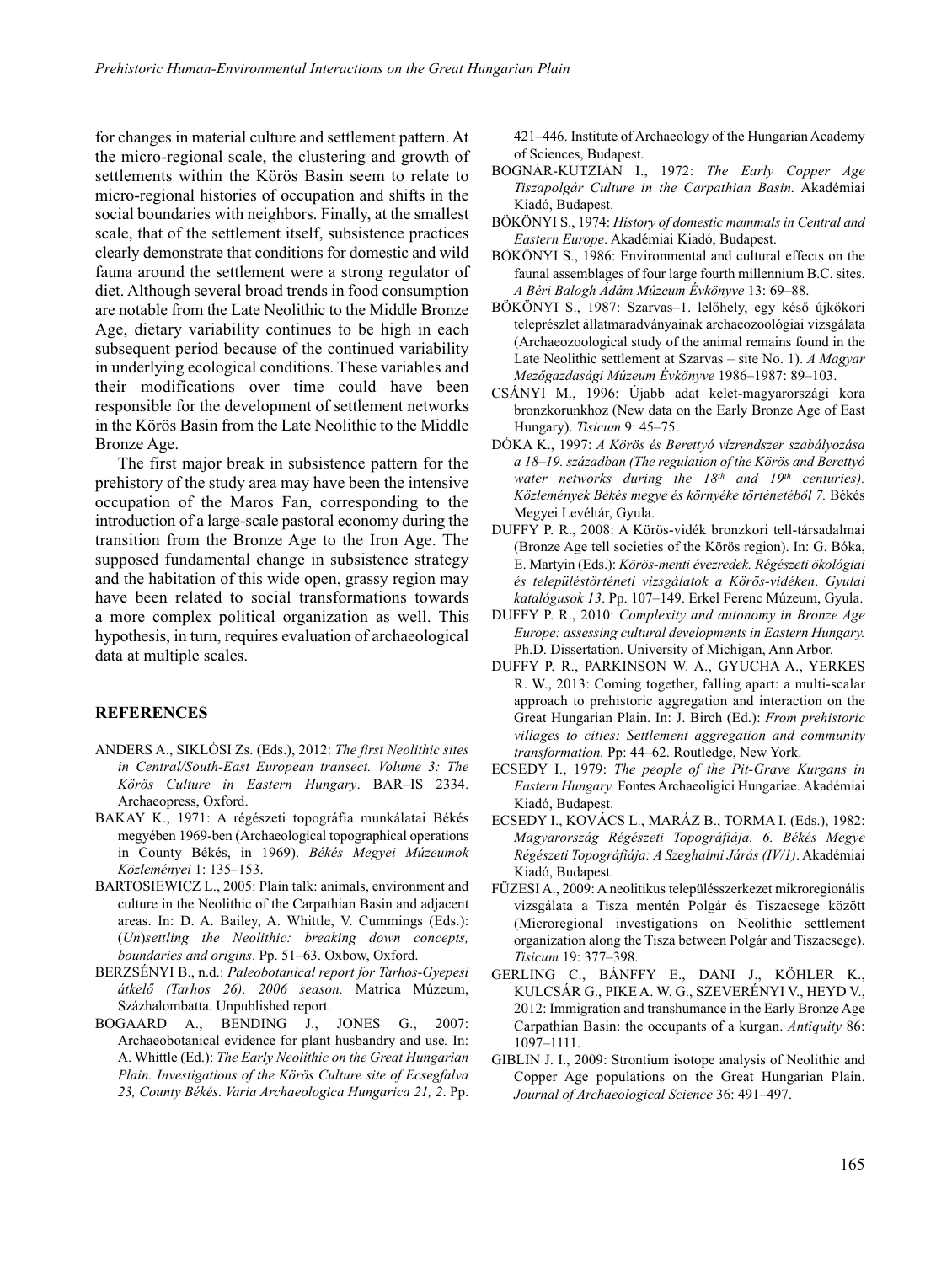for changes in material culture and settlement pattern. At the micro-regional scale, the clustering and growth of settlements within the Körös Basin seem to relate to micro-regional histories of occupation and shifts in the social boundaries with neighbors. Finally, at the smallest scale, that of the settlement itself, subsistence practices clearly demonstrate that conditions for domestic and wild fauna around the settlement were a strong regulator of diet. Although several broad trends in food consumption are notable from the Late Neolithic to the Middle Bronze Age, dietary variability continues to be high in each subsequent period because of the continued variability in underlying ecological conditions. These variables and their modifications over time could have been responsible for the development of settlement networks in the Körös Basin from the Late Neolithic to the Middle Bronze Age.

The first major break in subsistence pattern for the prehistory of the study area may have been the intensive occupation of the Maros Fan, corresponding to the introduction of a large-scale pastoral economy during the transition from the Bronze Age to the Iron Age. The supposed fundamental change in subsistence strategy and the habitation of this wide open, grassy region may have been related to social transformations towards a more complex political organization as well. This hypothesis, in turn, requires evaluation of archaeological data at multiple scales.

## REFERENCES

ANDERS A., SIKLÓSI Zs. (Eds.), 2012: *The first Neolithic sites in Central/South-East European transect. Volume 3: The Körös Culture in Eastern Hungary*. BAR–IS 2334. Archaeopress, Oxford.

BAKAY K., 1971: A régészeti topográfia munkálatai Békés megyében 1969-ben (Archaeological topographical operations in County Békés, in 1969). *Békés Megyei Múzeumok Közleményei* 1: 135–153.

BARTOSIEWICZ L., 2005: Plain talk: animals, environment and culture in the Neolithic of the Carpathian Basin and adjacent areas. In: D. A. Bailey, A. Whittle, V. Cummings (Eds.): *(Un)settling the Neolithic: breaking down concepts, boundaries and origins*. Pp. 51–63. Oxbow, Oxford.

BERZSÉNYI B., n.d.: *Paleobotanical report for Tarhos-Gyepesi átkelő (Tarhos 26), 2006 season.* Matrica Múzeum, Százhalombatta. Unpublished report.

BOGAARD A., BENDING J., JONES G., 2007: Archaeobotanical evidence for plant husbandry and use. In: A. Whittle (Ed.): *The Early Neolithic on the Great Hungarian Plain. Investigations of the Körös Culture site of Ecsegfalva 23, County Békés*. *Varia Archaeologica Hungarica 21, 2*. Pp. 421–446. Institute of Archaeology of the Hungarian Academy of Sciences, Budapest.

BOGNÁR-KUTZIÁN I., 1972: *The Early Copper Age Tiszapolgár Culture in the Carpathian Basin.* Akadémiai Kiadó, Budapest.

BÖKÖNYI S., 1974: *History of domestic mammals in Central and Eastern Europe*. Akadémiai Kiadó, Budapest.

BÖKÖNYI S., 1986: Environmental and cultural effects on the faunal assemblages of four large fourth millennium B.C. sites. *A Béri Balogh Ádám Múzeum Évkönyve* 13: 69–88.

BÖKÖNYI S., 1987: Szarvas–1. lelőhely, egy késő újkőkori teleprészlet állatmaradványainak archaeozoológiai vizsgálata (Archaeozoological study of the animal remains found in the Late Neolithic settlement at Szarvas – site No. 1). *A Magyar Mezőgazdasági Múzeum Évkönyve* 1986–1987: 89–103.

CSÁNYI M., 1996: Újabb adat kelet-magyarországi kora bronzkorunkhoz (New data on the Early Bronze Age of East Hungary). *Tisicum* 9: 45–75.

DÓKA K., 1997: *A Körös és Berettyó vízrendszer szabályozása a 18–19. században (The regulation of the Körös and Berettyó water networks during the 18th and 19th centuries). Közlemények Békés megye és környéke történetéből 7.* Békés Megyei Levéltár, Gyula.

DUFFY P. R., 2008: A Körös-vidék bronzkori tell-társadalmai (Bronze Age tell societies of the Körös region). In: G. Bóka, E. Martyin (Eds.): *Körös-menti évezredek. Régészeti ökológiai és településtörténeti vizsgálatok a Körös-vidéken*. *Gyulai katalógusok 13*. Pp. 107–149. Erkel Ferenc Múzeum, Gyula.

DUFFY P. R., 2010: *Complexity and autonomy in Bronze Age Europe: assessing cultural developments in Eastern Hungary.* Ph.D. Dissertation. University of Michigan, Ann Arbor.

DUFFY P. R., PARKINSON W. A., GYUCHA A., YERKES R. W., 2013: Coming together, falling apart: a multi-scalar approach to prehistoric aggregation and interaction on the Great Hungarian Plain. In: J. Birch (Ed.): *From prehistoric villages to cities: Settlement aggregation and community transformation.* Pp: 44–62. Routledge, New York.

ECSEDY I., 1979: *The people of the Pit-Grave Kurgans in Eastern Hungary.* Fontes Archaeoligici Hungariae. Akadémiai Kiadó, Budapest.

ECSEDY I., KOVÁCS L., MARÁZ B., TORMA I. (Eds.), 1982: *Magyarország Régészeti Topográfiája. 6. Békés Megye Régészeti Topográfiája: A Szeghalmi Járás (IV/1)*. Akadémiai Kiadó, Budapest.

FÜZESI A., 2009: A neolitikus településszerkezet mikroregionális vizsgálata a Tisza mentén Polgár és Tiszacsege között (Microregional investigations on Neolithic settlement organization along the Tisza between Polgár and Tiszacsege). *Tisicum* 19: 377–398.

GERLING C., BÁNFFY E., DANI J., KÖHLER K., KULCSÁR G., PIKE A. W. G., SZEVERÉNYI V., HEYD V., 2012: Immigration and transhumance in the Early Bronze Age Carpathian Basin: the occupants of a kurgan. *Antiquity* 86: 1097–1111.

GIBLIN J. I., 2009: Strontium isotope analysis of Neolithic and Copper Age populations on the Great Hungarian Plain. *Journal of Archaeological Science* 36: 491–497.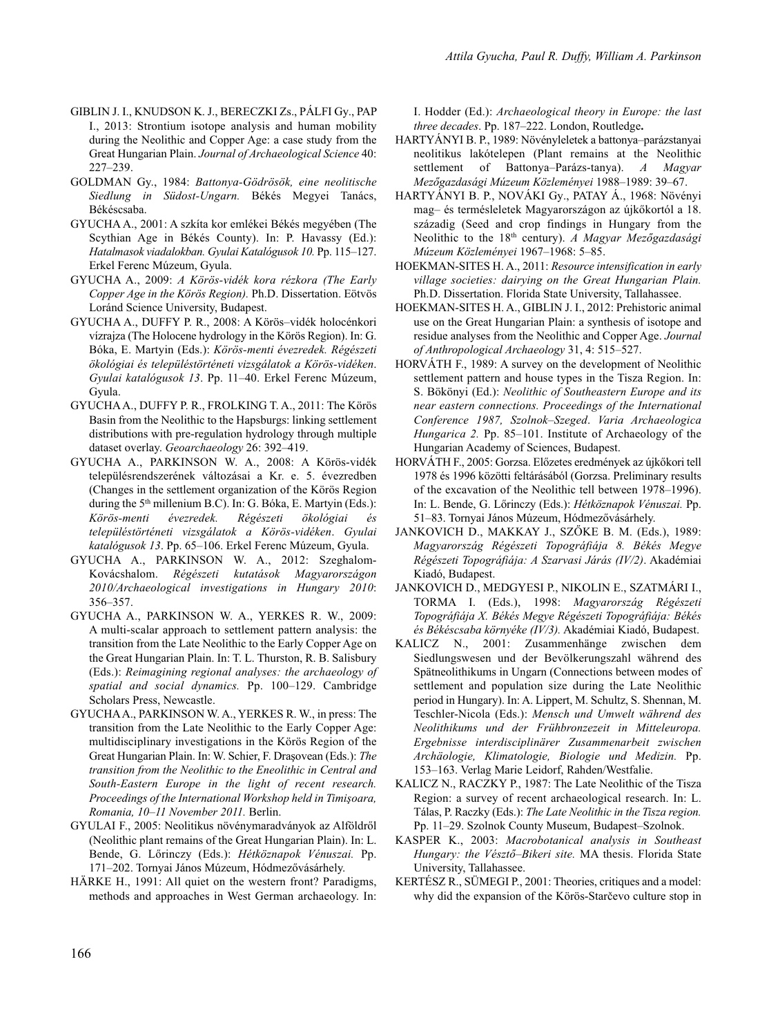GIBLIN J. I., KNUDSON K. J., BERECZKI Zs., PÁLFI Gy., PAP I., 2013: Strontium isotope analysis and human mobility during the Neolithic and Copper Age: a case study from the Great Hungarian Plain. *Journal of Archaeological Science* 40: 227–239.

GOLDMAN Gy., 1984: *Battonya-Gödrösök, eine neolitische Siedlung in Südost-Ungarn.* Békés Megyei Tanács, Békéscsaba.

GYUCHA A., 2001: A szkíta kor emlékei Békés megyében (The Scythian Age in Békés County). In: P. Havassy (Ed.): *Hatalmasok viadalokban. Gyulai Katalógusok 10.* Pp. 115–127. Erkel Ferenc Múzeum, Gyula.

GYUCHA A., 2009: *A Körös-vidék kora rézkora (The Early Copper Age in the Körös Region).* Ph.D. Dissertation. Eötvös Loránd Science University, Budapest.

GYUCHA A., DUFFY P. R., 2008: A Körös–vidék holocénkori vízrajza (The Holocene hydrology in the Körös Region). In: G. Bóka, E. Martyin (Eds.): *Körös-menti évezredek. Régészeti ökológiai és településtörténeti vizsgálatok a Körös-vidéken. Gyulai katalógusok 13*. Pp. 11–40. Erkel Ferenc Múzeum, Gyula.

GYUCHA A., DUFFY P. R., FROLKING T. A., 2011: The Körös Basin from the Neolithic to the Hapsburgs: linking settlement distributions with pre-regulation hydrology through multiple dataset overlay. *Geoarchaeology* 26: 392–419.

GYUCHA A., PARKINSON W. A., 2008: A Körös-vidék településrendszerének változásai a Kr. e. 5. évezredben (Changes in the settlement organization of the Körös Region during the 5th millenium B.C). In: G. Bóka, E. Martyin (Eds.): *Körös-menti évezredek. Régészeti ökológiai és településtörténeti vizsgálatok a Körös-vidéken*. *Gyulai katalógusok 13*. Pp. 65–106. Erkel Ferenc Múzeum, Gyula.

GYUCHA A., PARKINSON W. A., 2012: Szeghalom-Kovácshalom. *Régészeti kutatások Magyarországon 2010/Archaeological investigations in Hungary 2010*: 356–357.

GYUCHA A., PARKINSON W. A., YERKES R. W., 2009: A multi-scalar approach to settlement pattern analysis: the transition from the Late Neolithic to the Early Copper Age on the Great Hungarian Plain. In: T. L. Thurston, R. B. Salisbury (Eds.): *Reimagining regional analyses: the archaeology of spatial and social dynamics.* Pp. 100–129. Cambridge Scholars Press, Newcastle.

GYUCHA A., PARKINSON W. A., YERKES R. W., in press: The transition from the Late Neolithic to the Early Copper Age: multidisciplinary investigations in the Körös Region of the Great Hungarian Plain. In: W. Schier, F. Draşovean (Eds.): *The transition from the Neolithic to the Eneolithic in Central and South-Eastern Europe in the light of recent research. Proceedings of the International Workshop held in Timişoara, Romania, 10–11 November 2011.* Berlin.

GYULAI F., 2005: Neolitikus növénymaradványok az Alföldről (Neolithic plant remains of the Great Hungarian Plain). In: L. Bende, G. Lőrinczy (Eds.): *Hétköznapok Vénuszai.* Pp. 171–202. Tornyai János Múzeum, Hódmezővásárhely.

HÄRKE H., 1991: All quiet on the western front? Paradigms, methods and approaches in West German archaeology. In: I. Hodder (Ed.): *Archaeological theory in Europe: the last three decades*. Pp. 187–222. London, Routledge**.**

HARTYÁNYI B. P., 1989: Növényleletek a battonya–parázstanyai neolitikus lakótelepen (Plant remains at the Neolithic settlement of Battonya–Parázs-tanya). *A Magyar Mezőgazdasági Múzeum Közleményei* 1988–1989: 39–67.

HARTYÁNYI B. P., NOVÁKI Gy., PATAY Á., 1968: Növényi mag– és termésleletek Magyarországon az újkőkortól a 18. századig (Seed and crop findings in Hungary from the Neolithic to the 18th century). *A Magyar Mezőgazdasági Múzeum Közleményei* 1967–1968: 5–85.

HOEKMAN-SITES H. A., 2011: *Resource intensification in early village societies: dairying on the Great Hungarian Plain.* Ph.D. Dissertation. Florida State University, Tallahassee.

HOEKMAN-SITES H. A., GIBLIN J. I., 2012: Prehistoric animal use on the Great Hungarian Plain: a synthesis of isotope and residue analyses from the Neolithic and Copper Age. *Journal of Anthropological Archaeology* 31, 4: 515–527.

HORVÁTH F., 1989: A survey on the development of Neolithic settlement pattern and house types in the Tisza Region. In: S. Bökönyi (Ed.): *Neolithic of Southeastern Europe and its near eastern connections. Proceedings of the International Conference 1987, Szolnok–Szeged*. *Varia Archaeologica Hungarica 2.* Pp. 85–101. Institute of Archaeology of the Hungarian Academy of Sciences, Budapest.

HORVÁTH F., 2005: Gorzsa. Előzetes eredmények az újkőkori tell 1978 és 1996 közötti feltárásából (Gorzsa. Preliminary results of the excavation of the Neolithic tell between 1978–1996). In: L. Bende, G. Lőrinczy (Eds.): *Hétköznapok Vénuszai.* Pp. 51–83. Tornyai János Múzeum, Hódmezővásárhely.

JANKOVICH D., MAKKAY J., SZŐKE B. M. (Eds.), 1989: *Magyarország Régészeti Topográfiája 8. Békés Megye Régészeti Topográfiája: A Szarvasi Járás (IV/2)*. Akadémiai Kiadó, Budapest.

JANKOVICH D., MEDGYESI P., NIKOLIN E., SZATMÁRI I., TORMA I. (Eds.), 1998: *Magyarország Régészeti Topográfiája X. Békés Megye Régészeti Topográfiája: Békés és Békéscsaba környéke (IV/3).* Akadémiai Kiadó, Budapest.

KALICZ N., 2001: Zusammenhänge zwischen dem Siedlungswesen und der Bevölkerungszahl während des Spätneolithikums in Ungarn (Connections between modes of settlement and population size during the Late Neolithic period in Hungary). In: A. Lippert, M. Schultz, S. Shennan, M. Teschler-Nicola (Eds.): *Mensch und Umwelt während des Neolithikums und der Frühbronzezeit in Mitteleuropa. Ergebnisse interdisziplinärer Zusammenarbeit zwischen Archäologie, Klimatologie, Biologie und Medizin.* Pp. 153–163. Verlag Marie Leidorf, Rahden/Westfalie.

KALICZ N., RACZKY P., 1987: The Late Neolithic of the Tisza Region: a survey of recent archaeological research. In: L. Tálas, P. Raczky (Eds.): *The Late Neolithic in the Tisza region.* Pp. 11–29. Szolnok County Museum, Budapest–Szolnok.

KASPER K., 2003: *Macrobotanical analysis in Southeast Hungary: the Vésztő–Bikeri site.* MA thesis. Florida State University, Tallahassee.

KERTÉSZ R., SÜMEGI P., 2001: Theories, critiques and a model: why did the expansion of the Körös-Starčevo culture stop in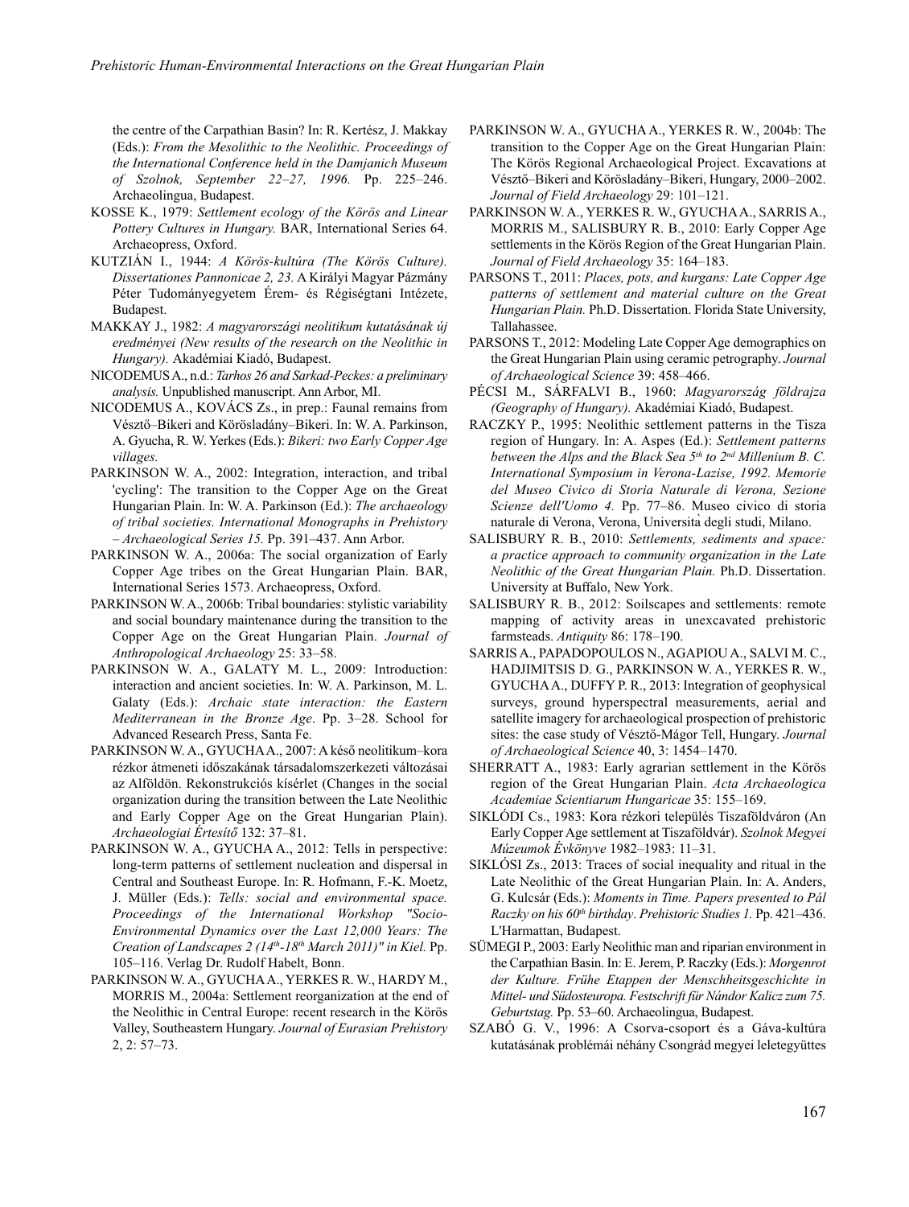the centre of the Carpathian Basin? In: R. Kertész, J. Makkay (Eds.): *From the Mesolithic to the Neolithic. Proceedings of the International Conference held in the Damjanich Museum of Szolnok, September 22–27, 1996.* Pp. 225–246. Archaeolingua, Budapest.

KOSSE K., 1979: *Settlement ecology of the Körös and Linear Pottery Cultures in Hungary.* BAR, International Series 64. Archaeopress, Oxford.

KUTZIÁN I., 1944: *A Körös-kultúra (The Körös Culture). Dissertationes Pannonicae 2, 23.* A Királyi Magyar Pázmány Péter Tudományegyetem Érem- és Régiségtani Intézete, Budapest.

MAKKAY J., 1982: *A magyarországi neolitikum kutatásának új eredményei (New results of the research on the Neolithic in Hungary).* Akadémiai Kiadó, Budapest.

NICODEMUS A., n.d.: *Tarhos 26 and Sarkad-Peckes: a preliminary analysis.* Unpublished manuscript. Ann Arbor, MI.

NICODEMUS A., KOVÁCS Zs., in prep.: Faunal remains from Vésztő–Bikeri and Körösladány–Bikeri. In: W. A. Parkinson, A. Gyucha, R. W. Yerkes (Eds.): *Bikeri: two Early Copper Age villages.*

PARKINSON W. A., 2002: Integration, interaction, and tribal 'cycling': The transition to the Copper Age on the Great Hungarian Plain. In: W. A. Parkinson (Ed.): *The archaeology of tribal societies. International Monographs in Prehistory – Archaeological Series 15.* Pp. 391–437. Ann Arbor.

PARKINSON W. A., 2006a: The social organization of Early Copper Age tribes on the Great Hungarian Plain. BAR, International Series 1573. Archaeopress, Oxford.

PARKINSON W. A., 2006b: Tribal boundaries: stylistic variability and social boundary maintenance during the transition to the Copper Age on the Great Hungarian Plain. *Journal of Anthropological Archaeology* 25: 33–58.

PARKINSON W. A., GALATY M. L., 2009: Introduction: interaction and ancient societies. In: W. A. Parkinson, M. L. Galaty (Eds.): *Archaic state interaction: the Eastern Mediterranean in the Bronze Age*. Pp. 3–28. School for Advanced Research Press, Santa Fe.

PARKINSON W. A., GYUCHA A., 2007: A késő neolitikum–kora rézkor átmeneti időszakának társadalomszerkezeti változásai az Alföldön. Rekonstrukciós kísérlet (Changes in the social organization during the transition between the Late Neolithic and Early Copper Age on the Great Hungarian Plain). *Archaeologiai Értesítő* 132: 37–81.

PARKINSON W. A., GYUCHA A., 2012: Tells in perspective: long-term patterns of settlement nucleation and dispersal in Central and Southeast Europe. In: R. Hofmann, F.-K. Moetz, J. Müller (Eds.): *Tells: social and environmental space. Proceedings of the International Workshop "Socio-Environmental Dynamics over the Last 12,000 Years: The Creation of Landscapes 2 (14th-18th March 2011)" in Kiel.* Pp. 105–116. Verlag Dr. Rudolf Habelt, Bonn.

PARKINSON W. A., GYUCHA A., YERKES R. W., HARDY M., MORRIS M., 2004a: Settlement reorganization at the end of the Neolithic in Central Europe: recent research in the Körös Valley, Southeastern Hungary. *Journal of Eurasian Prehistory* 2, 2: 57–73.

PARKINSON W. A., GYUCHA A., YERKES R. W., 2004b: The transition to the Copper Age on the Great Hungarian Plain: The Körös Regional Archaeological Project. Excavations at Vésztő–Bikeri and Körösladány–Bikeri, Hungary, 2000–2002. *Journal of Field Archaeology* 29: 101–121.

PARKINSON W. A., YERKES R. W., GYUCHA A., SARRIS A., MORRIS M., SALISBURY R. B., 2010: Early Copper Age settlements in the Körös Region of the Great Hungarian Plain. *Journal of Field Archaeology* 35: 164–183.

PARSONS T., 2011: *Places, pots, and kurgans: Late Copper Age patterns of settlement and material culture on the Great Hungarian Plain.* Ph.D. Dissertation. Florida State University, Tallahassee.

PARSONS T., 2012: Modeling Late Copper Age demographics on the Great Hungarian Plain using ceramic petrography. *Journal of Archaeological Science* 39: 458–466.

PÉCSI M., SÁRFALVI B., 1960: *Magyarország földrajza (Geography of Hungary).* Akadémiai Kiadó, Budapest.

RACZKY P., 1995: Neolithic settlement patterns in the Tisza region of Hungary. In: A. Aspes (Ed.): *Settlement patterns between the Alps and the Black Sea 5th to 2nd Millenium B. C. International Symposium in Verona-Lazise, 1992. Memorie del Museo Civico di Storia Naturale di Verona, Sezione Scienze dell'Uomo 4.* Pp. 77–86. Museo civico di storia naturale di Verona, Verona, Universita degli studi, Milano.

SALISBURY R. B., 2010: *Settlements, sediments and space: a practice approach to community organization in the Late Neolithic of the Great Hungarian Plain.* Ph.D. Dissertation. University at Buffalo, New York.

SALISBURY R. B., 2012: Soilscapes and settlements: remote mapping of activity areas in unexcavated prehistoric farmsteads. *Antiquity* 86: 178–190.

SARRIS A., PAPADOPOULOS N., AGAPIOU A., SALVI M. C., HADJIMITSIS D. G., PARKINSON W. A., YERKES R. W., GYUCHA A., DUFFY P. R., 2013: Integration of geophysical surveys, ground hyperspectral measurements, aerial and satellite imagery for archaeological prospection of prehistoric sites: the case study of Vésztő-Mágor Tell, Hungary. *Journal of Archaeological Science* 40, 3: 1454–1470.

SHERRATT A., 1983: Early agrarian settlement in the Körös region of the Great Hungarian Plain. *Acta Archaeologica Academiae Scientiarum Hungaricae* 35: 155–169.

SIKLÓDI Cs., 1983: Kora rézkori település Tiszaföldváron (An Early Copper Age settlement at Tiszaföldvár). *Szolnok Megyei Múzeumok Évkönyve* 1982–1983: 11–31.

SIKLÓSI Zs., 2013: Traces of social inequality and ritual in the Late Neolithic of the Great Hungarian Plain. In: A. Anders, G. Kulcsár (Eds.): *Moments in Time. Papers presented to Pál Raczky on his 60th birthday*. *Prehistoric Studies 1.* Pp. 421–436. L'Harmattan, Budapest.

SÜMEGI P., 2003: Early Neolithic man and riparian environment in the Carpathian Basin. In: E. Jerem, P. Raczky (Eds.): *Morgenrot der Kulture. Frühe Etappen der Menschheitsgeschichte in Mittel- und Südosteuropa. Festschrift für Nándor Kalicz zum 75. Geburtstag.* Pp. 53–60. Archaeolingua, Budapest.

SZABÓ G. V., 1996: A Csorva-csoport és a Gáva-kultúra kutatásának problémái néhány Csongrád megyei leletegyüttes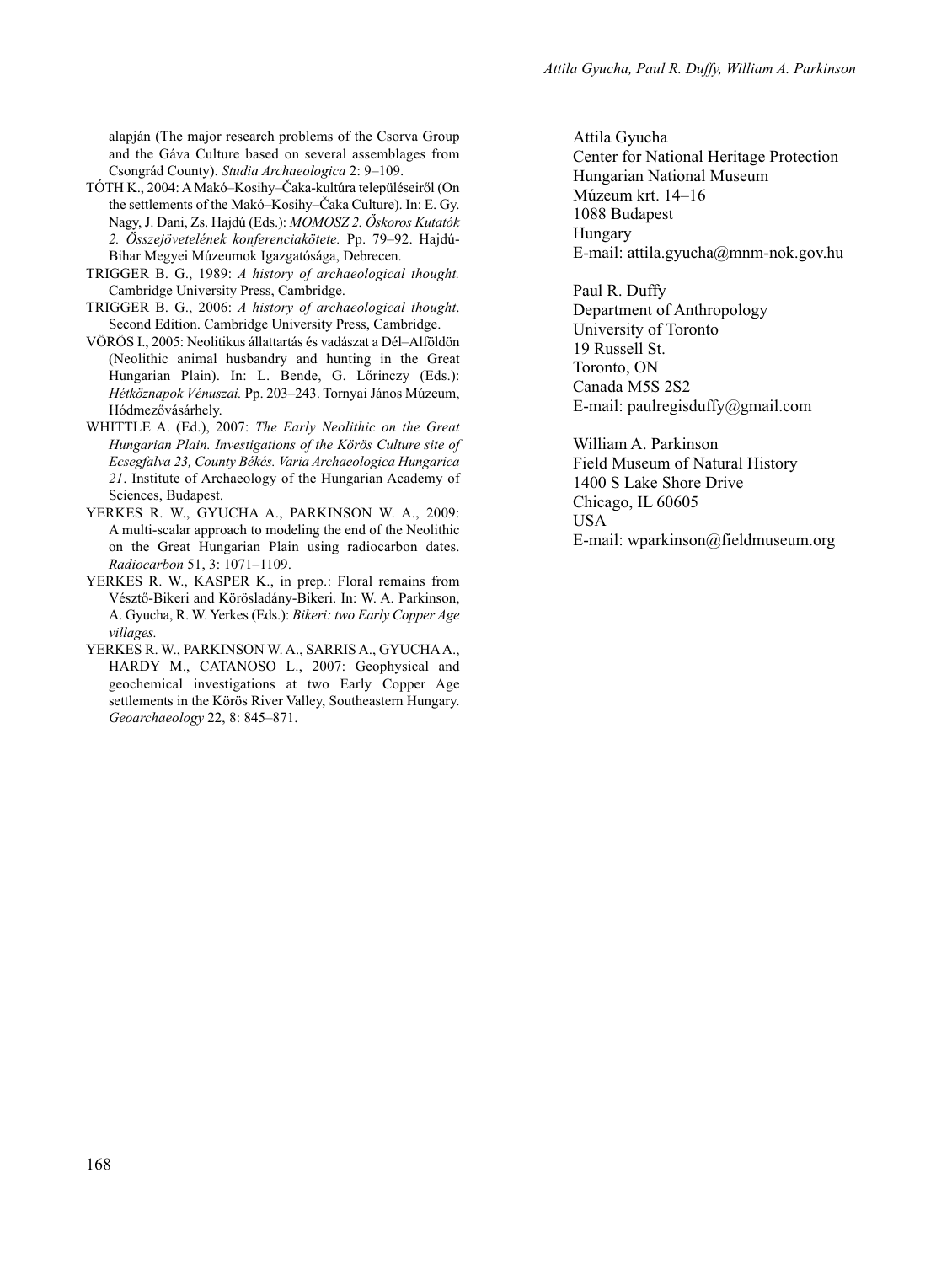alapján (The major research problems of the Csorva Group and the Gáva Culture based on several assemblages from Csongrád County). *Studia Archaeologica* 2: 9–109.

TÓTH K., 2004: A Makó–Kosihy–Čaka-kultúra településeiről (On the settlements of the Makó–Kosihy–Čaka Culture). In: E. Gy. Nagy, J. Dani, Zs. Hajdú (Eds.): *MOMOSZ 2. Őskoros Kutatók 2. Összejövetelének konferenciakötete.* Pp. 79–92. Hajdú-Bihar Megyei Múzeumok Igazgatósága, Debrecen.

TRIGGER B. G., 1989: *A history of archaeological thought.* Cambridge University Press, Cambridge.

TRIGGER B. G., 2006: *A history of archaeological thought*. Second Edition. Cambridge University Press, Cambridge.

VÖRÖS I., 2005: Neolitikus állattartás és vadászat a Dél–Alföldön (Neolithic animal husbandry and hunting in the Great Hungarian Plain). In: L. Bende, G. Lőrinczy (Eds.): *Hétköznapok Vénuszai.* Pp. 203–243. Tornyai János Múzeum, Hódmezővásárhely.

WHITTLE A. (Ed.), 2007: *The Early Neolithic on the Great Hungarian Plain. Investigations of the Körös Culture site of Ecsegfalva 23, County Békés. Varia Archaeologica Hungarica 21*. Institute of Archaeology of the Hungarian Academy of Sciences, Budapest.

YERKES R. W., GYUCHA A., PARKINSON W. A., 2009: A multi-scalar approach to modeling the end of the Neolithic on the Great Hungarian Plain using radiocarbon dates. *Radiocarbon* 51, 3: 1071–1109.

YERKES R. W., KASPER K., in prep.: Floral remains from Vésztő-Bikeri and Körösladány-Bikeri. In: W. A. Parkinson, A. Gyucha, R. W. Yerkes (Eds.): *Bikeri: two Early Copper Age villages.*

YERKES R. W., PARKINSON W. A., SARRIS A., GYUCHA A., HARDY M., CATANOSO L., 2007: Geophysical and geochemical investigations at two Early Copper Age settlements in the Körös River Valley, Southeastern Hungary. *Geoarchaeology* 22, 8: 845–871.

Attila Gyucha
Center for National Heritage Protection
Hungarian National Museum
Múzeum krt. 14–16
1088 Budapest
Hungary
E-mail: attila.gyucha@mnm-nok.gov.hu

Paul R. Duffy
Department of Anthropology
University of Toronto
19 Russell St.
Toronto, ON
Canada M5S 2S2
E-mail: paulregisduffy@gmail.com

William A. Parkinson
Field Museum of Natural History
1400 S Lake Shore Drive
Chicago, IL 60605
USA
E-mail: wparkinson@fieldmuseum.org